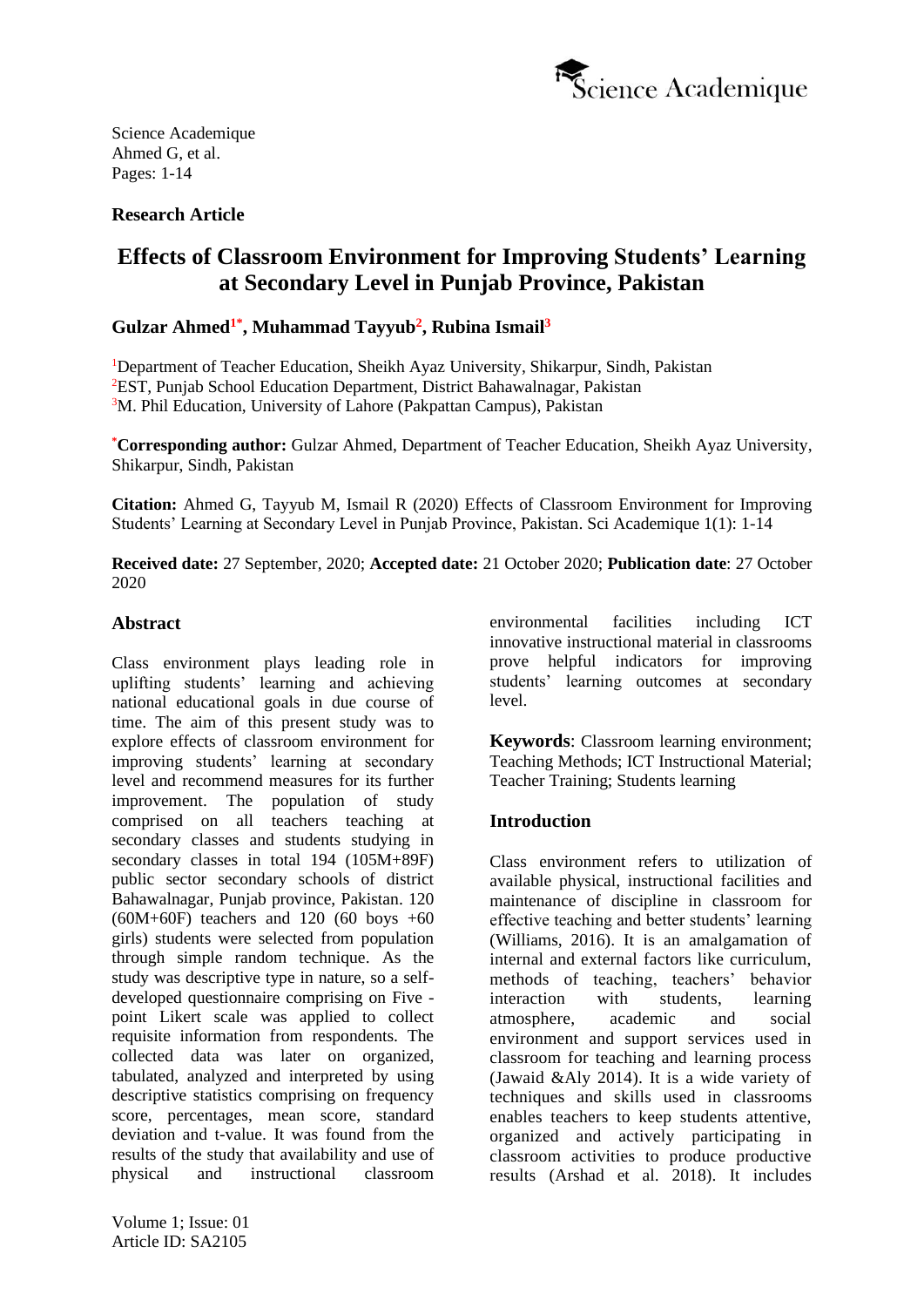Science Academique
Ahmed G, et al.
Pages: 1-14

**Research Article**

# Effects of Classroom Environment for Improving Students' Learning at Secondary Level in Punjab Province, Pakistan

**Gulzar Ahmed[1*], Muhammad Tayyub[2], Rubina Ismail[3]**

[1]Department of Teacher Education, Sheikh Ayaz University, Shikarpur, Sindh, Pakistan
[2]EST, Punjab School Education Department, District Bahawalnagar, Pakistan
[3]M. Phil Education, University of Lahore (Pakpattan Campus), Pakistan

[*]**Corresponding author:** Gulzar Ahmed, Department of Teacher Education, Sheikh Ayaz University, Shikarpur, Sindh, Pakistan

**Citation:** Ahmed G, Tayyub M, Ismail R (2020) Effects of Classroom Environment for Improving Students' Learning at Secondary Level in Punjab Province, Pakistan. Sci Academique 1(1): 1-14

**Received date:** 27 September, 2020; **Accepted date:** 21 October 2020; **Publication date**: 27 October 2020

## Abstract

Class environment plays leading role in uplifting students' learning and achieving national educational goals in due course of time. The aim of this present study was to explore effects of classroom environment for improving students' learning at secondary level and recommend measures for its further improvement. The population of study comprised on all teachers teaching at secondary classes and students studying in secondary classes in total 194 (105M+89F) public sector secondary schools of district Bahawalnagar, Punjab province, Pakistan. 120 (60M+60F) teachers and 120 (60 boys +60 girls) students were selected from population through simple random technique. As the study was descriptive type in nature, so a self-developed questionnaire comprising on Five -point Likert scale was applied to collect requisite information from respondents. The collected data was later on organized, tabulated, analyzed and interpreted by using descriptive statistics comprising on frequency score, percentages, mean score, standard deviation and t-value. It was found from the results of the study that availability and use of physical and instructional classroom environmental facilities including ICT innovative instructional material in classrooms prove helpful indicators for improving students' learning outcomes at secondary level.

**Keywords**: Classroom learning environment; Teaching Methods; ICT Instructional Material; Teacher Training; Students learning

## Introduction

Class environment refers to utilization of available physical, instructional facilities and maintenance of discipline in classroom for effective teaching and better students' learning (Williams, 2016). It is an amalgamation of internal and external factors like curriculum, methods of teaching, teachers' behavior interaction with students, learning atmosphere, academic and social environment and support services used in classroom for teaching and learning process (Jawaid &Aly 2014). It is a wide variety of techniques and skills used in classrooms enables teachers to keep students attentive, organized and actively participating in classroom activities to produce productive results (Arshad et al. 2018). It includes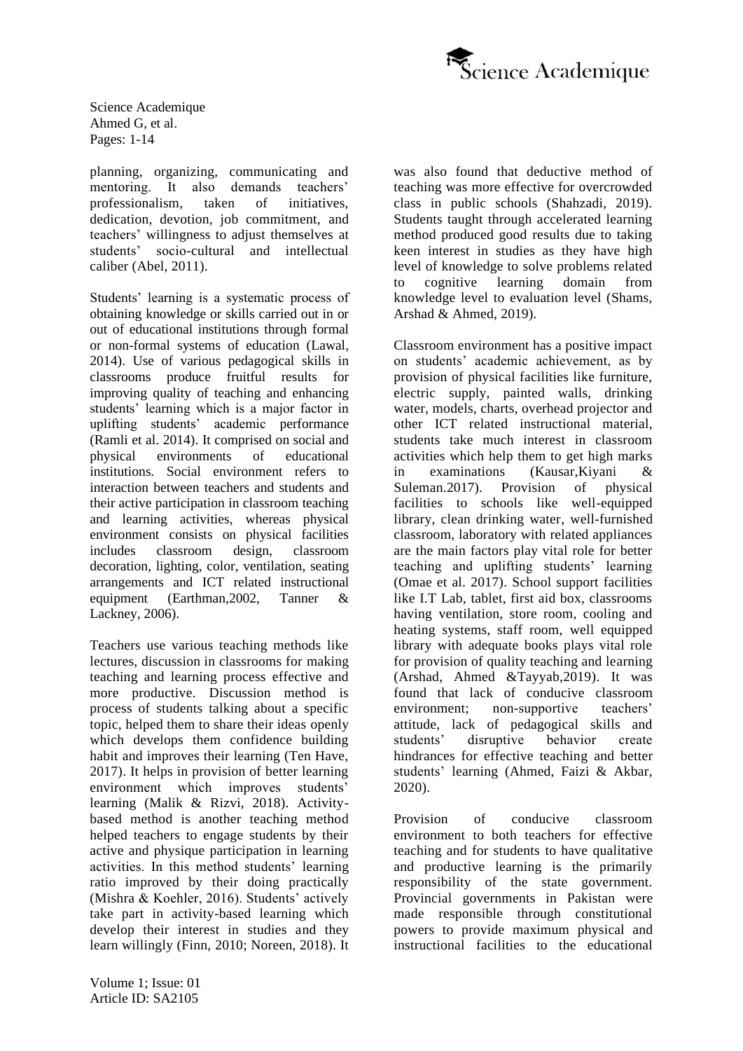planning, organizing, communicating and mentoring. It also demands teachers' professionalism, taken of initiatives, dedication, devotion, job commitment, and teachers' willingness to adjust themselves at students' socio-cultural and intellectual caliber (Abel, 2011).

Students' learning is a systematic process of obtaining knowledge or skills carried out in or out of educational institutions through formal or non-formal systems of education (Lawal, 2014). Use of various pedagogical skills in classrooms produce fruitful results for improving quality of teaching and enhancing students' learning which is a major factor in uplifting students' academic performance (Ramli et al. 2014). It comprised on social and physical environments of educational institutions. Social environment refers to interaction between teachers and students and their active participation in classroom teaching and learning activities, whereas physical environment consists on physical facilities includes classroom design, classroom decoration, lighting, color, ventilation, seating arrangements and ICT related instructional equipment (Earthman,2002, Tanner & Lackney, 2006).

Teachers use various teaching methods like lectures, discussion in classrooms for making teaching and learning process effective and more productive. Discussion method is process of students talking about a specific topic, helped them to share their ideas openly which develops them confidence building habit and improves their learning (Ten Have, 2017). It helps in provision of better learning environment which improves students' learning (Malik & Rizvi, 2018). Activity-based method is another teaching method helped teachers to engage students by their active and physique participation in learning activities. In this method students' learning ratio improved by their doing practically (Mishra & Koehler, 2016). Students' actively take part in activity-based learning which develop their interest in studies and they learn willingly (Finn, 2010; Noreen, 2018). It was also found that deductive method of teaching was more effective for overcrowded class in public schools (Shahzadi, 2019). Students taught through accelerated learning method produced good results due to taking keen interest in studies as they have high level of knowledge to solve problems related to cognitive learning domain from knowledge level to evaluation level (Shams, Arshad & Ahmed, 2019).

Classroom environment has a positive impact on students' academic achievement, as by provision of physical facilities like furniture, electric supply, painted walls, drinking water, models, charts, overhead projector and other ICT related instructional material, students take much interest in classroom activities which help them to get high marks in examinations (Kausar,Kiyani & Suleman.2017). Provision of physical facilities to schools like well-equipped library, clean drinking water, well-furnished classroom, laboratory with related appliances are the main factors play vital role for better teaching and uplifting students' learning (Omae et al. 2017). School support facilities like I.T Lab, tablet, first aid box, classrooms having ventilation, store room, cooling and heating systems, staff room, well equipped library with adequate books plays vital role for provision of quality teaching and learning (Arshad, Ahmed &Tayyab,2019). It was found that lack of conducive classroom environment; non-supportive teachers' attitude, lack of pedagogical skills and students' disruptive behavior create hindrances for effective teaching and better students' learning (Ahmed, Faizi & Akbar, 2020).

Provision of conducive classroom environment to both teachers for effective teaching and for students to have qualitative and productive learning is the primarily responsibility of the state government. Provincial governments in Pakistan were made responsible through constitutional powers to provide maximum physical and instructional facilities to the educational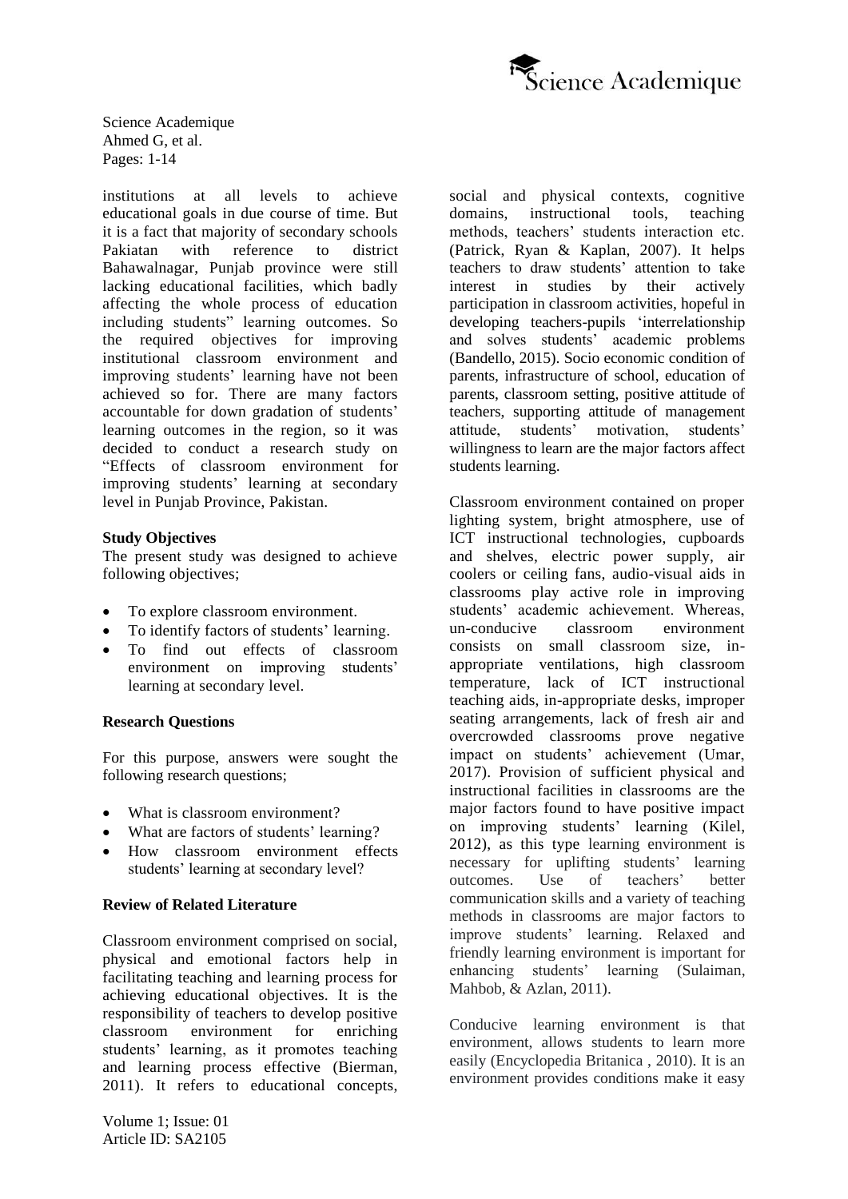institutions at all levels to achieve educational goals in due course of time. But it is a fact that majority of secondary schools Pakiatan with reference to district Bahawalnagar, Punjab province were still lacking educational facilities, which badly affecting the whole process of education including students" learning outcomes. So the required objectives for improving institutional classroom environment and improving students' learning have not been achieved so for. There are many factors accountable for down gradation of students' learning outcomes in the region, so it was decided to conduct a research study on "Effects of classroom environment for improving students' learning at secondary level in Punjab Province, Pakistan.

**Study Objectives**

The present study was designed to achieve following objectives;

- To explore classroom environment.
- To identify factors of students' learning.
- To find out effects of classroom environment on improving students' learning at secondary level.

**Research Questions**

For this purpose, answers were sought the following research questions;

- What is classroom environment?
- What are factors of students' learning?
- How classroom environment effects students' learning at secondary level?

**Review of Related Literature**

Classroom environment comprised on social, physical and emotional factors help in facilitating teaching and learning process for achieving educational objectives. It is the responsibility of teachers to develop positive classroom environment for enriching students' learning, as it promotes teaching and learning process effective (Bierman, 2011). It refers to educational concepts, social and physical contexts, cognitive domains, instructional tools, teaching methods, teachers' students interaction etc. (Patrick, Ryan & Kaplan, 2007). It helps teachers to draw students' attention to take interest in studies by their actively participation in classroom activities, hopeful in developing teachers-pupils 'interrelationship and solves students' academic problems (Bandello, 2015). Socio economic condition of parents, infrastructure of school, education of parents, classroom setting, positive attitude of teachers, supporting attitude of management attitude, students' motivation, students' willingness to learn are the major factors affect students learning.

Classroom environment contained on proper lighting system, bright atmosphere, use of ICT instructional technologies, cupboards and shelves, electric power supply, air coolers or ceiling fans, audio-visual aids in classrooms play active role in improving students' academic achievement. Whereas, un-conducive classroom environment consists on small classroom size, in-appropriate ventilations, high classroom temperature, lack of ICT instructional teaching aids, in-appropriate desks, improper seating arrangements, lack of fresh air and overcrowded classrooms prove negative impact on students' achievement (Umar, 2017). Provision of sufficient physical and instructional facilities in classrooms are the major factors found to have positive impact on improving students' learning (Kilel, 2012), as this type learning environment is necessary for uplifting students' learning outcomes. Use of teachers' better communication skills and a variety of teaching methods in classrooms are major factors to improve students' learning. Relaxed and friendly learning environment is important for enhancing students' learning (Sulaiman, Mahbob, & Azlan, 2011).

Conducive learning environment is that environment, allows students to learn more easily (Encyclopedia Britanica , 2010). It is an environment provides conditions make it easy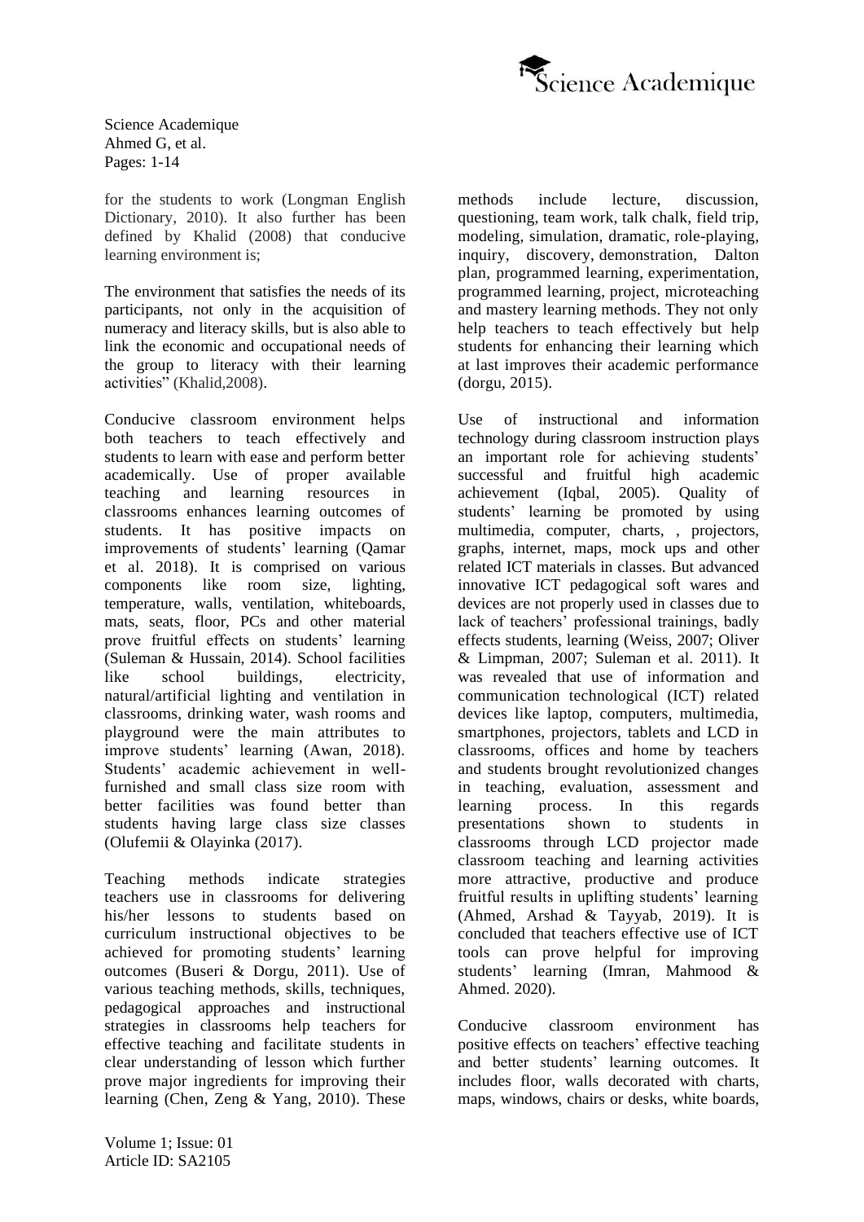for the students to work (Longman English Dictionary, 2010). It also further has been defined by Khalid (2008) that conducive learning environment is;

The environment that satisfies the needs of its participants, not only in the acquisition of numeracy and literacy skills, but is also able to link the economic and occupational needs of the group to literacy with their learning activities" (Khalid,2008).

Conducive classroom environment helps both teachers to teach effectively and students to learn with ease and perform better academically. Use of proper available teaching and learning resources in classrooms enhances learning outcomes of students. It has positive impacts on improvements of students' learning (Qamar et al. 2018). It is comprised on various components like room size, lighting, temperature, walls, ventilation, whiteboards, mats, seats, floor, PCs and other material prove fruitful effects on students' learning (Suleman & Hussain, 2014). School facilities like school buildings, electricity, natural/artificial lighting and ventilation in classrooms, drinking water, wash rooms and playground were the main attributes to improve students' learning (Awan, 2018). Students' academic achievement in well-furnished and small class size room with better facilities was found better than students having large class size classes (Olufemii & Olayinka (2017).

Teaching methods indicate strategies teachers use in classrooms for delivering his/her lessons to students based on curriculum instructional objectives to be achieved for promoting students' learning outcomes (Buseri & Dorgu, 2011). Use of various teaching methods, skills, techniques, pedagogical approaches and instructional strategies in classrooms help teachers for effective teaching and facilitate students in clear understanding of lesson which further prove major ingredients for improving their learning (Chen, Zeng & Yang, 2010). These methods include lecture, discussion, questioning, team work, talk chalk, field trip, modeling, simulation, dramatic, role-playing, inquiry, discovery, demonstration, Dalton plan, programmed learning, experimentation, programmed learning, project, microteaching and mastery learning methods. They not only help teachers to teach effectively but help students for enhancing their learning which at last improves their academic performance (dorgu, 2015).

Use of instructional and information technology during classroom instruction plays an important role for achieving students' successful and fruitful high academic achievement (Iqbal, 2005). Quality of students' learning be promoted by using multimedia, computer, charts, , projectors, graphs, internet, maps, mock ups and other related ICT materials in classes. But advanced innovative ICT pedagogical soft wares and devices are not properly used in classes due to lack of teachers' professional trainings, badly effects students, learning (Weiss, 2007; Oliver & Limpman, 2007; Suleman et al. 2011). It was revealed that use of information and communication technological (ICT) related devices like laptop, computers, multimedia, smartphones, projectors, tablets and LCD in classrooms, offices and home by teachers and students brought revolutionized changes in teaching, evaluation, assessment and learning process. In this regards presentations shown to students in classrooms through LCD projector made classroom teaching and learning activities more attractive, productive and produce fruitful results in uplifting students' learning (Ahmed, Arshad & Tayyab, 2019). It is concluded that teachers effective use of ICT tools can prove helpful for improving students' learning (Imran, Mahmood & Ahmed. 2020).

Conducive classroom environment has positive effects on teachers' effective teaching and better students' learning outcomes. It includes floor, walls decorated with charts, maps, windows, chairs or desks, white boards,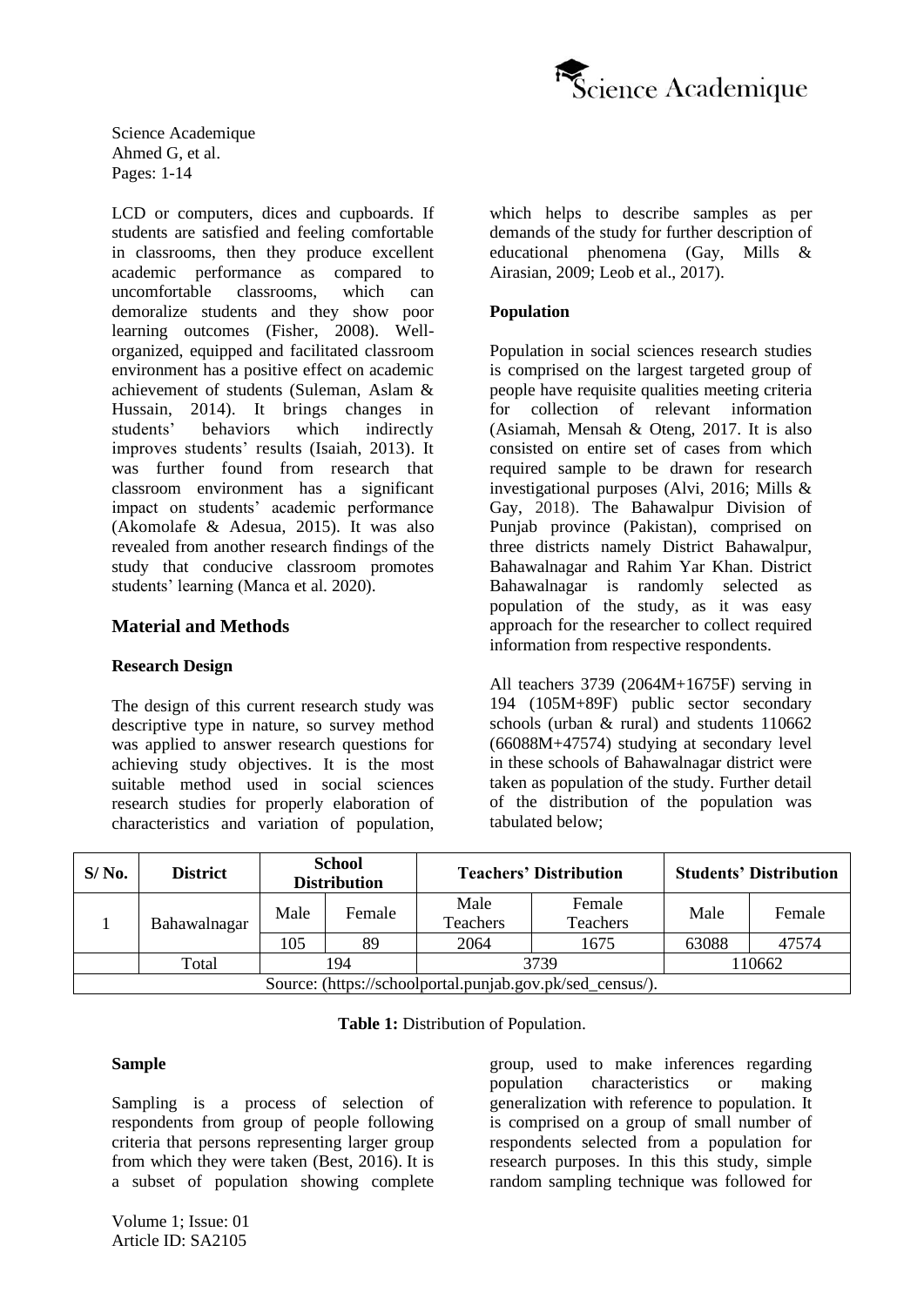LCD or computers, dices and cupboards. If students are satisfied and feeling comfortable in classrooms, then they produce excellent academic performance as compared to uncomfortable classrooms, which can demoralize students and they show poor learning outcomes (Fisher, 2008). Well-organized, equipped and facilitated classroom environment has a positive effect on academic achievement of students (Suleman, Aslam & Hussain, 2014). It brings changes in students' behaviors which indirectly improves students' results (Isaiah, 2013). It was further found from research that classroom environment has a significant impact on students' academic performance (Akomolafe & Adesua, 2015). It was also revealed from another research findings of the study that conducive classroom promotes students' learning (Manca et al. 2020).

## Material and Methods

### Research Design

The design of this current research study was descriptive type in nature, so survey method was applied to answer research questions for achieving study objectives. It is the most suitable method used in social sciences research studies for properly elaboration of characteristics and variation of population, which helps to describe samples as per demands of the study for further description of educational phenomena (Gay, Mills & Airasian, 2009; Leob et al., 2017).

### Population

Population in social sciences research studies is comprised on the largest targeted group of people have requisite qualities meeting criteria for collection of relevant information (Asiamah, Mensah & Oteng, 2017. It is also consisted on entire set of cases from which required sample to be drawn for research investigational purposes (Alvi, 2016; Mills & Gay, 2018). The Bahawalpur Division of Punjab province (Pakistan), comprised on three districts namely District Bahawalpur, Bahawalnagar and Rahim Yar Khan. District Bahawalnagar is randomly selected as population of the study, as it was easy approach for the researcher to collect required information from respective respondents.

All teachers 3739 (2064M+1675F) serving in 194 (105M+89F) public sector secondary schools (urban & rural) and students 110662 (66088M+47574) studying at secondary level in these schools of Bahawalnagar district were taken as population of the study. Further detail of the distribution of the population was tabulated below;

| S/ No. | District | School Distribution | | Teachers' Distribution | | Students' Distribution | |
|---|---|---|---|---|---|---|---|
| 1 | Bahawalnagar | Male | Female | Male Teachers | Female Teachers | Male | Female |
| | | 105 | 89 | 2064 | 1675 | 63088 | 47574 |
| | Total | 194 | | 3739 | | 110662 | |
| Source: (https://schoolportal.punjab.gov.pk/sed_census/). | | | | | | | |

**Table 1:** Distribution of Population.

### Sample

Sampling is a process of selection of respondents from group of people following criteria that persons representing larger group from which they were taken (Best, 2016). It is a subset of population showing complete group, used to make inferences regarding population characteristics or making generalization with reference to population. It is comprised on a group of small number of respondents selected from a population for research purposes. In this this study, simple random sampling technique was followed for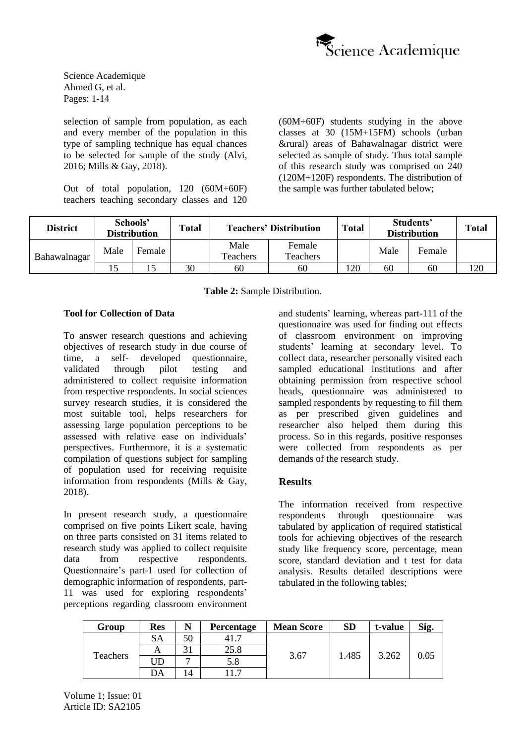selection of sample from population, as each and every member of the population in this type of sampling technique has equal chances to be selected for sample of the study (Alvi, 2016; Mills & Gay, 2018).

Out of total population, 120 (60M+60F) teachers teaching secondary classes and 120 (60M+60F) students studying in the above classes at 30 (15M+15FM) schools (urban &rural) areas of Bahawalnagar district were selected as sample of study. Thus total sample of this research study was comprised on 240 (120M+120F) respondents. The distribution of the sample was further tabulated below;

| District | Schools' Distribution | | Total | Teachers' Distribution | | Total | Students' Distribution | | Total |
|---|---|---|---|---|---|---|---|---|---|
| Bahawalnagar | Male | Female | | Male Teachers | Female Teachers | | Male | Female | |
| | 15 | 15 | 30 | 60 | 60 | 120 | 60 | 60 | 120 |

**Table 2:** Sample Distribution.

**Tool for Collection of Data**

To answer research questions and achieving objectives of research study in due course of time, a self- developed questionnaire, validated through pilot testing and administered to collect requisite information from respective respondents. In social sciences survey research studies, it is considered the most suitable tool, helps researchers for assessing large population perceptions to be assessed with relative ease on individuals' perspectives. Furthermore, it is a systematic compilation of questions subject for sampling of population used for receiving requisite information from respondents (Mills & Gay, 2018).

In present research study, a questionnaire comprised on five points Likert scale, having on three parts consisted on 31 items related to research study was applied to collect requisite data from respective respondents. Questionnaire's part-1 used for collection of demographic information of respondents, part-11 was used for exploring respondents' perceptions regarding classroom environment and students' learning, whereas part-111 of the questionnaire was used for finding out effects of classroom environment on improving students' learning at secondary level. To collect data, researcher personally visited each sampled educational institutions and after obtaining permission from respective school heads, questionnaire was administered to sampled respondents by requesting to fill them as per prescribed given guidelines and researcher also helped them during this process. So in this regards, positive responses were collected from respondents as per demands of the research study.

## Results

The information received from respective respondents through questionnaire was tabulated by application of required statistical tools for achieving objectives of the research study like frequency score, percentage, mean score, standard deviation and t test for data analysis. Results detailed descriptions were tabulated in the following tables;

| Group | Res | N | Percentage | Mean Score | SD | t-value | Sig. |
|---|---|---|---|---|---|---|---|
| Teachers | SA | 50 | 41.7 | 3.67 | 1.485 | 3.262 | 0.05 |
| | A | 31 | 25.8 | | | | |
| | UD | 7 | 5.8 | | | | |
| | DA | 14 | 11.7 | | | | |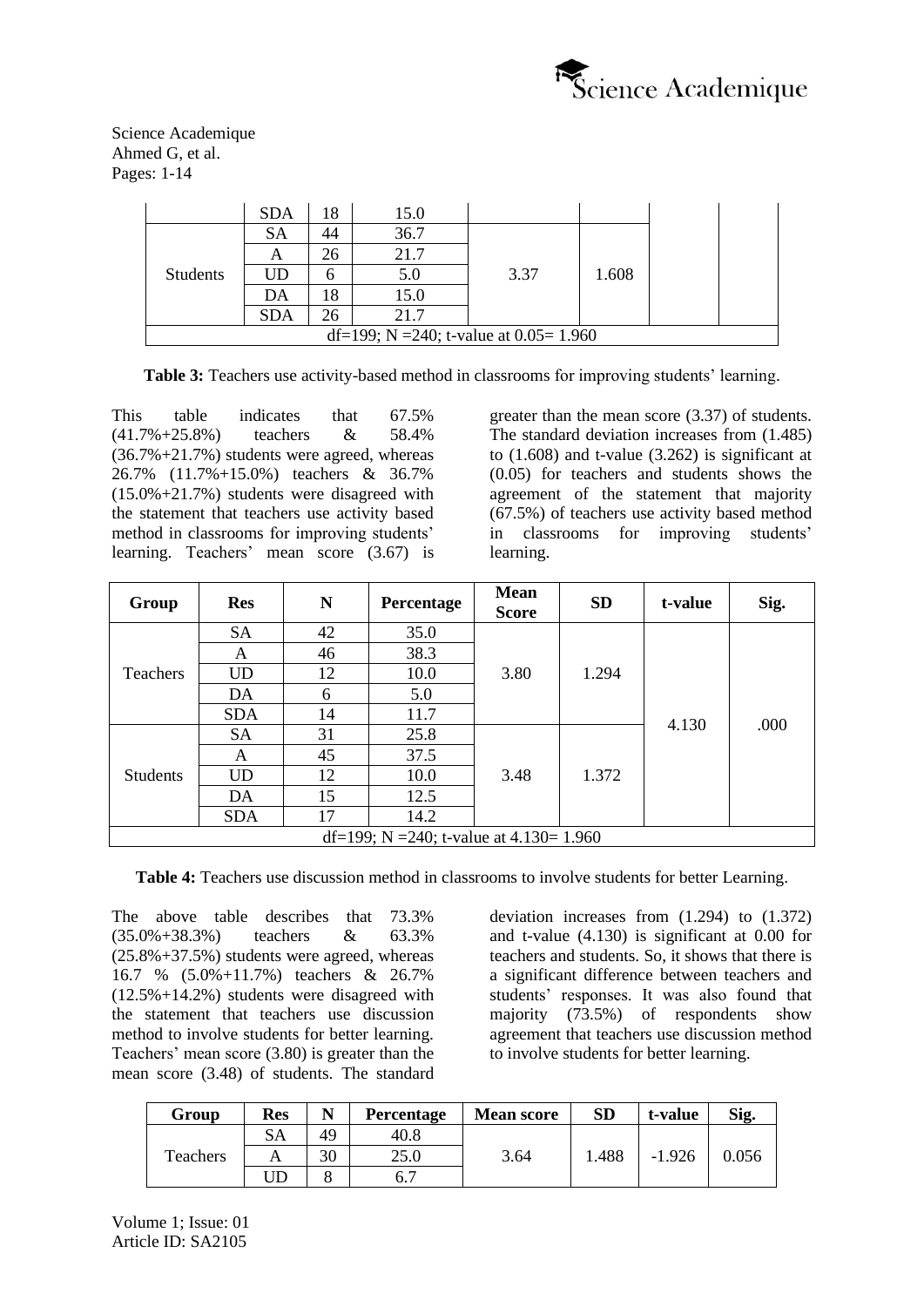| | SDA | 18 | 15.0 | | | | |
|---|---|---|---|---|---|---|---|
| Students | SA | 44 | 36.7 | 3.37 | 1.608 | | |
| | A | 26 | 21.7 | | | | |
| | UD | 6 | 5.0 | | | | |
| | DA | 18 | 15.0 | | | | |
| | SDA | 26 | 21.7 | | | | |
| df=199; N =240; t-value at 0.05= 1.960 | | | | | | | |

**Table 3:** Teachers use activity-based method in classrooms for improving students' learning.

This table indicates that 67.5% (41.7%+25.8%) teachers & 58.4% (36.7%+21.7%) students were agreed, whereas 26.7% (11.7%+15.0%) teachers & 36.7% (15.0%+21.7%) students were disagreed with the statement that teachers use activity based method in classrooms for improving students' learning. Teachers' mean score (3.67) is greater than the mean score (3.37) of students. The standard deviation increases from (1.485) to (1.608) and t-value (3.262) is significant at (0.05) for teachers and students shows the agreement of the statement that majority (67.5%) of teachers use activity based method in classrooms for improving students' learning.

| Group | Res | N | Percentage | Mean Score | SD | t-value | Sig. |
|---|---|---|---|---|---|---|---|
| Teachers | SA | 42 | 35.0 | 3.80 | 1.294 | 4.130 | .000 |
| | A | 46 | 38.3 | | | | |
| | UD | 12 | 10.0 | | | | |
| | DA | 6 | 5.0 | | | | |
| | SDA | 14 | 11.7 | | | | |
| Students | SA | 31 | 25.8 | 3.48 | 1.372 | | |
| | A | 45 | 37.5 | | | | |
| | UD | 12 | 10.0 | | | | |
| | DA | 15 | 12.5 | | | | |
| | SDA | 17 | 14.2 | | | | |
| df=199; N =240; t-value at 4.130= 1.960 | | | | | | | |

**Table 4:** Teachers use discussion method in classrooms to involve students for better Learning.

The above table describes that 73.3% (35.0%+38.3%) teachers & 63.3% (25.8%+37.5%) students were agreed, whereas 16.7 % (5.0%+11.7%) teachers & 26.7% (12.5%+14.2%) students were disagreed with the statement that teachers use discussion method to involve students for better learning. Teachers' mean score (3.80) is greater than the mean score (3.48) of students. The standard deviation increases from (1.294) to (1.372) and t-value (4.130) is significant at 0.00 for teachers and students. So, it shows that there is a significant difference between teachers and students' responses. It was also found that majority (73.5%) of respondents show agreement that teachers use discussion method to involve students for better learning.

| Group | Res | N | Percentage | Mean score | SD | t-value | Sig. |
|---|---|---|---|---|---|---|---|
| Teachers | SA | 49 | 40.8 | 3.64 | 1.488 | -1.926 | 0.056 |
| | A | 30 | 25.0 | | | | |
| | UD | 8 | 6.7 | | | | |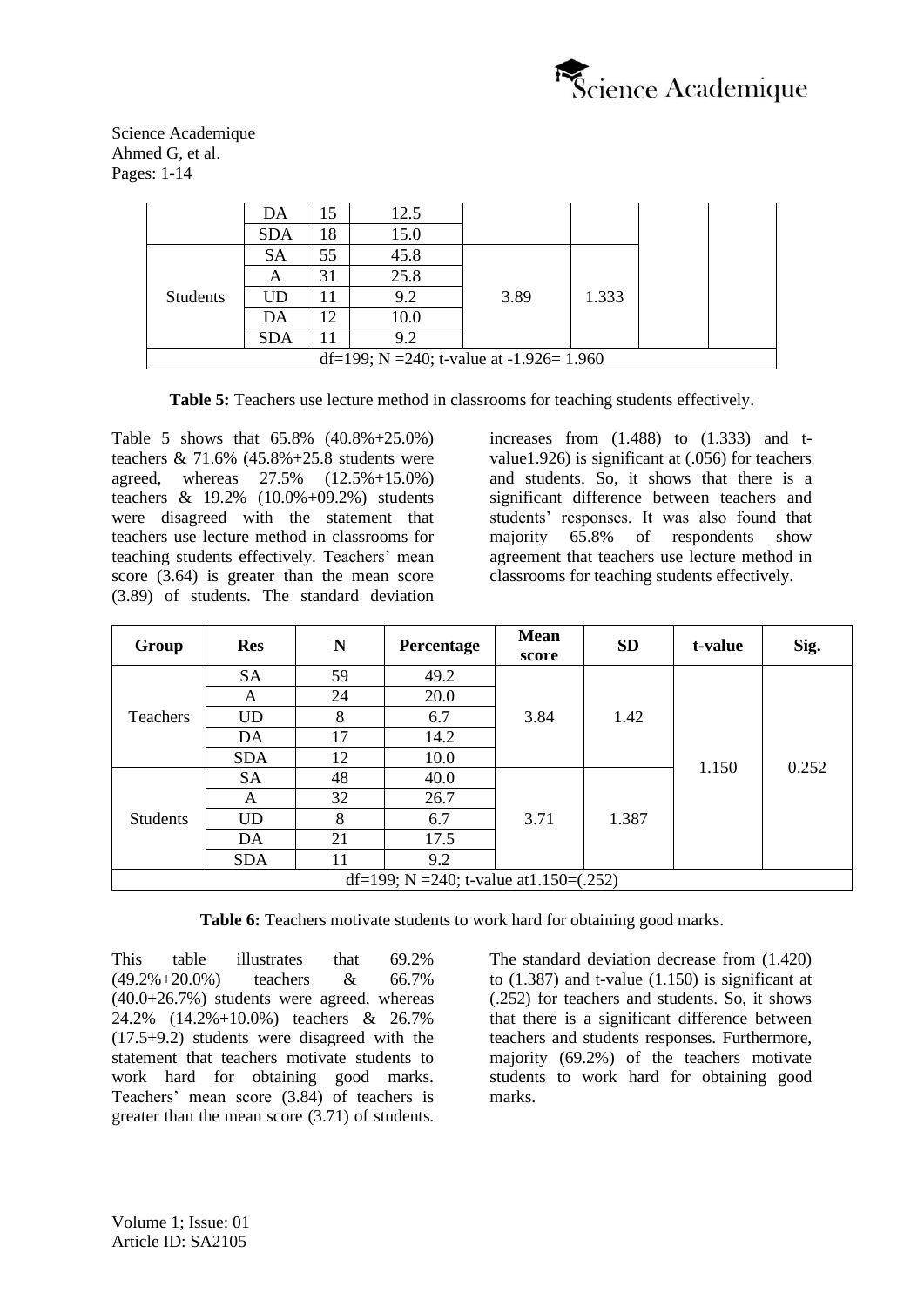| | | | | | | | |
|---|---|---|---|---|---|---|---|
| | DA | 15 | 12.5 | | | | |
| | SDA | 18 | 15.0 | | | | |
| Students | SA | 55 | 45.8 | 3.89 | 1.333 | | |
| | A | 31 | 25.8 | | | | |
| | UD | 11 | 9.2 | | | | |
| | DA | 12 | 10.0 | | | | |
| | SDA | 11 | 9.2 | | | | |
| df=199; N =240; t-value at -1.926= 1.960 | | | | | | | |

**Table 5:** Teachers use lecture method in classrooms for teaching students effectively.

Table 5 shows that 65.8% (40.8%+25.0%) teachers & 71.6% (45.8%+25.8 students were agreed, whereas 27.5% (12.5%+15.0%) teachers & 19.2% (10.0%+09.2%) students were disagreed with the statement that teachers use lecture method in classrooms for teaching students effectively. Teachers' mean score (3.64) is greater than the mean score (3.89) of students. The standard deviation increases from (1.488) to (1.333) and t-value1.926) is significant at (.056) for teachers and students. So, it shows that there is a significant difference between teachers and students' responses. It was also found that majority 65.8% of respondents show agreement that teachers use lecture method in classrooms for teaching students effectively.

| Group | Res | N | Percentage | Mean score | SD | t-value | Sig. |
|---|---|---|---|---|---|---|---|
| Teachers | SA | 59 | 49.2 | 3.84 | 1.42 | 1.150 | 0.252 |
| | A | 24 | 20.0 | | | | |
| | UD | 8 | 6.7 | | | | |
| | DA | 17 | 14.2 | | | | |
| | SDA | 12 | 10.0 | | | | |
| Students | SA | 48 | 40.0 | 3.71 | 1.387 | | |
| | A | 32 | 26.7 | | | | |
| | UD | 8 | 6.7 | | | | |
| | DA | 21 | 17.5 | | | | |
| | SDA | 11 | 9.2 | | | | |
| df=199; N =240; t-value at1.150=(.252) | | | | | | | |

**Table 6:** Teachers motivate students to work hard for obtaining good marks.

This table illustrates that 69.2% (49.2%+20.0%) teachers & 66.7% (40.0+26.7%) students were agreed, whereas 24.2% (14.2%+10.0%) teachers & 26.7% (17.5+9.2) students were disagreed with the statement that teachers motivate students to work hard for obtaining good marks. Teachers' mean score (3.84) of teachers is greater than the mean score (3.71) of students. The standard deviation decrease from (1.420) to (1.387) and t-value (1.150) is significant at (.252) for teachers and students. So, it shows that there is a significant difference between teachers and students responses. Furthermore, majority (69.2%) of the teachers motivate students to work hard for obtaining good marks.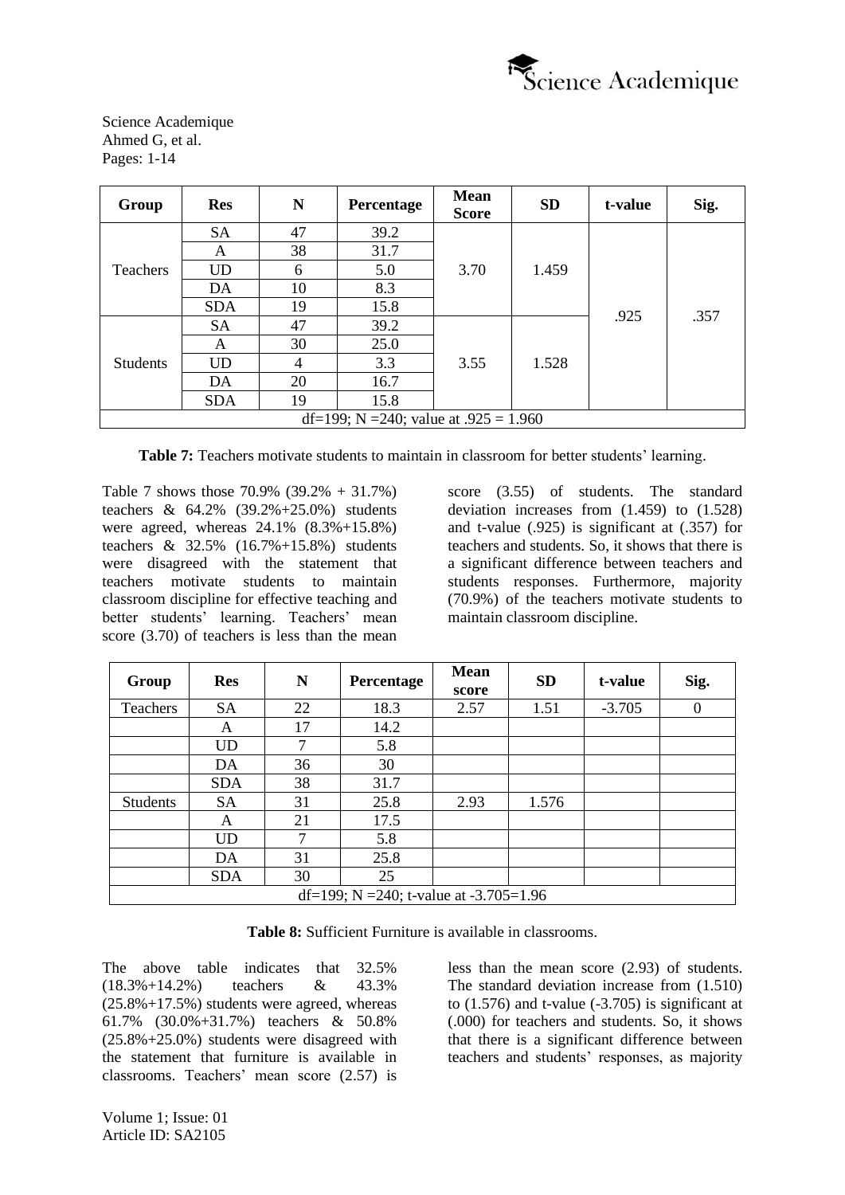| Group | Res | N | Percentage | Mean Score | SD | t-value | Sig. |
|---|---|---|---|---|---|---|---|
| Teachers | SA | 47 | 39.2 | 3.70 | 1.459 | .925 | .357 |
| | A | 38 | 31.7 | | | | |
| | UD | 6 | 5.0 | | | | |
| | DA | 10 | 8.3 | | | | |
| | SDA | 19 | 15.8 | | | | |
| Students | SA | 47 | 39.2 | 3.55 | 1.528 | | |
| | A | 30 | 25.0 | | | | |
| | UD | 4 | 3.3 | | | | |
| | DA | 20 | 16.7 | | | | |
| | SDA | 19 | 15.8 | | | | |
| df=199; N =240; value at .925 = 1.960 | | | | | | | |

**Table 7:** Teachers motivate students to maintain in classroom for better students' learning.

Table 7 shows those 70.9% (39.2% + 31.7%) teachers & 64.2% (39.2%+25.0%) students were agreed, whereas 24.1% (8.3%+15.8%) teachers & 32.5% (16.7%+15.8%) students were disagreed with the statement that teachers motivate students to maintain classroom discipline for effective teaching and better students' learning. Teachers' mean score (3.70) of teachers is less than the mean score (3.55) of students. The standard deviation increases from (1.459) to (1.528) and t-value (.925) is significant at (.357) for teachers and students. So, it shows that there is a significant difference between teachers and students responses. Furthermore, majority (70.9%) of the teachers motivate students to maintain classroom discipline.

| Group | Res | N | Percentage | Mean score | SD | t-value | Sig. |
|---|---|---|---|---|---|---|---|
| Teachers | SA | 22 | 18.3 | 2.57 | 1.51 | -3.705 | 0 |
| | A | 17 | 14.2 | | | | |
| | UD | 7 | 5.8 | | | | |
| | DA | 36 | 30 | | | | |
| | SDA | 38 | 31.7 | | | | |
| Students | SA | 31 | 25.8 | 2.93 | 1.576 | | |
| | A | 21 | 17.5 | | | | |
| | UD | 7 | 5.8 | | | | |
| | DA | 31 | 25.8 | | | | |
| | SDA | 30 | 25 | | | | |
| df=199; N =240; t-value at -3.705=1.96 | | | | | | | |

**Table 8:** Sufficient Furniture is available in classrooms.

The above table indicates that 32.5% (18.3%+14.2%) teachers & 43.3% (25.8%+17.5%) students were agreed, whereas 61.7% (30.0%+31.7%) teachers & 50.8% (25.8%+25.0%) students were disagreed with the statement that furniture is available in classrooms. Teachers' mean score (2.57) is less than the mean score (2.93) of students. The standard deviation increase from (1.510) to (1.576) and t-value (-3.705) is significant at (.000) for teachers and students. So, it shows that there is a significant difference between teachers and students' responses, as majority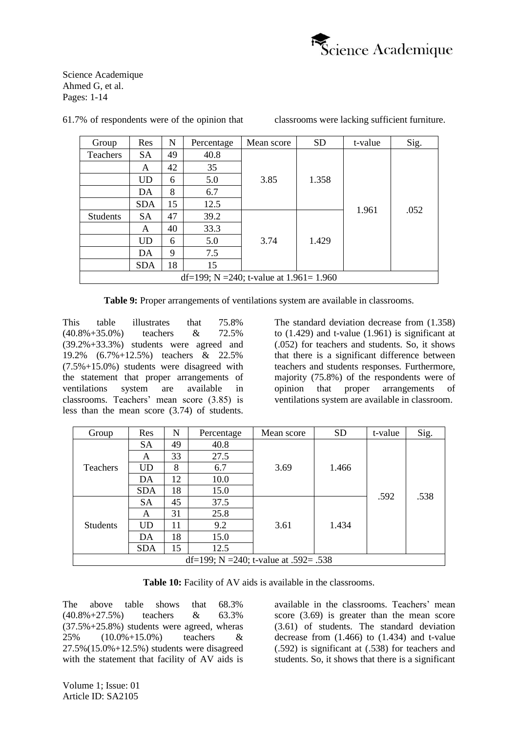61.7% of respondents were of the opinion that classrooms were lacking sufficient furniture.

| Group | Res | N | Percentage | Mean score | SD | t-value | Sig. |
|---|---|---|---|---|---|---|---|
| Teachers | SA | 49 | 40.8 | 3.85 | 1.358 | 1.961 | .052 |
| | A | 42 | 35 | | | | |
| | UD | 6 | 5.0 | | | | |
| | DA | 8 | 6.7 | | | | |
| | SDA | 15 | 12.5 | | | | |
| Students | SA | 47 | 39.2 | 3.74 | 1.429 | | |
| | A | 40 | 33.3 | | | | |
| | UD | 6 | 5.0 | | | | |
| | DA | 9 | 7.5 | | | | |
| | SDA | 18 | 15 | | | | |
| df=199; N =240; t-value at 1.961= 1.960 | | | | | | | |

**Table 9:** Proper arrangements of ventilations system are available in classrooms.

This table illustrates that 75.8% (40.8%+35.0%) teachers & 72.5% (39.2%+33.3%) students were agreed and 19.2% (6.7%+12.5%) teachers & 22.5% (7.5%+15.0%) students were disagreed with the statement that proper arrangements of ventilations system are available in classrooms. Teachers' mean score (3.85) is less than the mean score (3.74) of students. The standard deviation decrease from (1.358) to (1.429) and t-value (1.961) is significant at (.052) for teachers and students. So, it shows that there is a significant difference between teachers and students responses. Furthermore, majority (75.8%) of the respondents were of opinion that proper arrangements of ventilations system are available in classroom.

| Group | Res | N | Percentage | Mean score | SD | t-value | Sig. |
|---|---|---|---|---|---|---|---|
| Teachers | SA | 49 | 40.8 | 3.69 | 1.466 | .592 | .538 |
| | A | 33 | 27.5 | | | | |
| | UD | 8 | 6.7 | | | | |
| | DA | 12 | 10.0 | | | | |
| | SDA | 18 | 15.0 | | | | |
| Students | SA | 45 | 37.5 | 3.61 | 1.434 | | |
| | A | 31 | 25.8 | | | | |
| | UD | 11 | 9.2 | | | | |
| | DA | 18 | 15.0 | | | | |
| | SDA | 15 | 12.5 | | | | |
| df=199; N =240; t-value at .592= .538 | | | | | | | |

**Table 10:** Facility of AV aids is available in the classrooms.

The above table shows that 68.3% (40.8%+27.5%) teachers & 63.3% (37.5%+25.8%) students were agreed, wheras 25% (10.0%+15.0%) teachers & 27.5%(15.0%+12.5%) students were disagreed with the statement that facility of AV aids is available in the classrooms. Teachers' mean score (3.69) is greater than the mean score (3.61) of students. The standard deviation decrease from (1.466) to (1.434) and t-value (.592) is significant at (.538) for teachers and students. So, it shows that there is a significant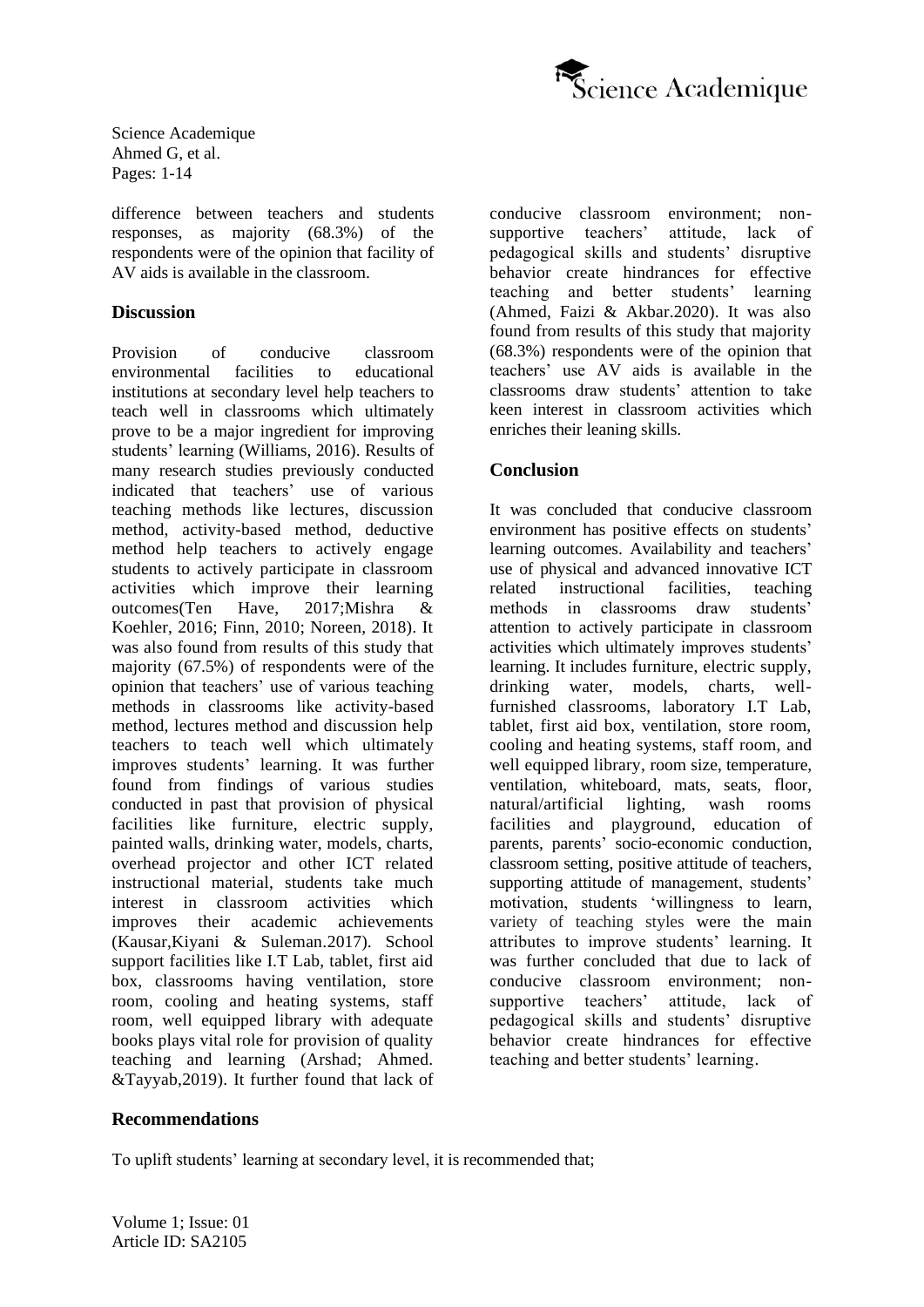difference between teachers and students responses, as majority (68.3%) of the respondents were of the opinion that facility of AV aids is available in the classroom.

## Discussion

Provision of conducive classroom environmental facilities to educational institutions at secondary level help teachers to teach well in classrooms which ultimately prove to be a major ingredient for improving students' learning (Williams, 2016). Results of many research studies previously conducted indicated that teachers' use of various teaching methods like lectures, discussion method, activity-based method, deductive method help teachers to actively engage students to actively participate in classroom activities which improve their learning outcomes(Ten Have, 2017;Mishra & Koehler, 2016; Finn, 2010; Noreen, 2018). It was also found from results of this study that majority (67.5%) of respondents were of the opinion that teachers' use of various teaching methods in classrooms like activity-based method, lectures method and discussion help teachers to teach well which ultimately improves students' learning. It was further found from findings of various studies conducted in past that provision of physical facilities like furniture, electric supply, painted walls, drinking water, models, charts, overhead projector and other ICT related instructional material, students take much interest in classroom activities which improves their academic achievements (Kausar,Kiyani & Suleman.2017). School support facilities like I.T Lab, tablet, first aid box, classrooms having ventilation, store room, cooling and heating systems, staff room, well equipped library with adequate books plays vital role for provision of quality teaching and learning (Arshad; Ahmed. &Tayyab,2019). It further found that lack of conducive classroom environment; non-supportive teachers' attitude, lack of pedagogical skills and students' disruptive behavior create hindrances for effective teaching and better students' learning (Ahmed, Faizi & Akbar.2020). It was also found from results of this study that majority (68.3%) respondents were of the opinion that teachers' use AV aids is available in the classrooms draw students' attention to take keen interest in classroom activities which enriches their leaning skills.

## Conclusion

It was concluded that conducive classroom environment has positive effects on students' learning outcomes. Availability and teachers' use of physical and advanced innovative ICT related instructional facilities, teaching methods in classrooms draw students' attention to actively participate in classroom activities which ultimately improves students' learning. It includes furniture, electric supply, drinking water, models, charts, well-furnished classrooms, laboratory I.T Lab, tablet, first aid box, ventilation, store room, cooling and heating systems, staff room, and well equipped library, room size, temperature, ventilation, whiteboard, mats, seats, floor, natural/artificial lighting, wash rooms facilities and playground, education of parents, parents' socio-economic conduction, classroom setting, positive attitude of teachers, supporting attitude of management, students' motivation, students 'willingness to learn, variety of teaching styles were the main attributes to improve students' learning. It was further concluded that due to lack of conducive classroom environment; non-supportive teachers' attitude, lack of pedagogical skills and students' disruptive behavior create hindrances for effective teaching and better students' learning.

## Recommendations

To uplift students' learning at secondary level, it is recommended that;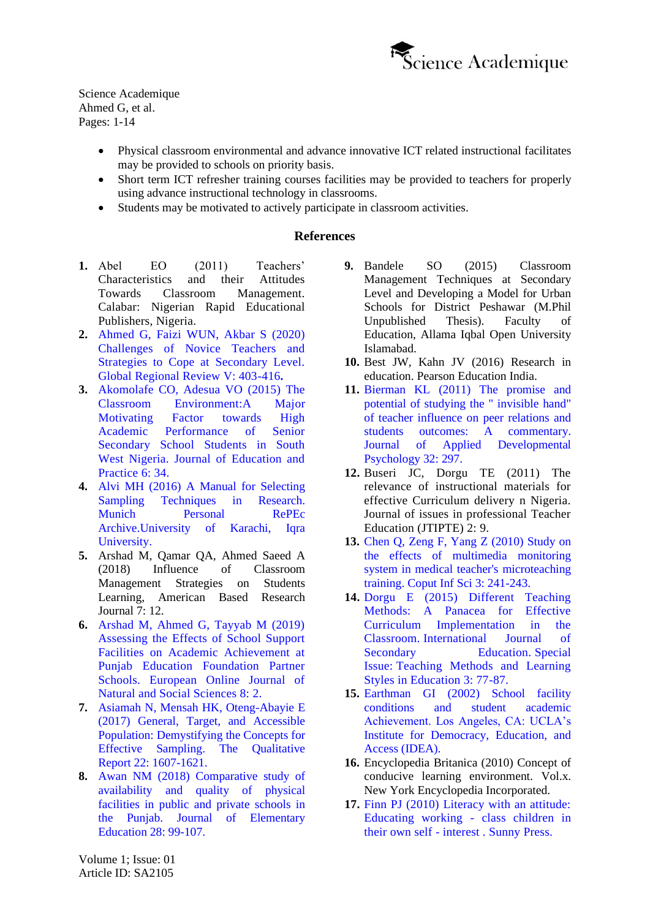- Physical classroom environmental and advance innovative ICT related instructional facilitates may be provided to schools on priority basis.
- Short term ICT refresher training courses facilities may be provided to teachers for properly using advance instructional technology in classrooms.
- Students may be motivated to actively participate in classroom activities.

## References

1. Abel EO (2011) Teachers' Characteristics and their Attitudes Towards Classroom Management. Calabar: Nigerian Rapid Educational Publishers, Nigeria.
2. Ahmed G, Faizi WUN, Akbar S (2020) Challenges of Novice Teachers and Strategies to Cope at Secondary Level. Global Regional Review V: 403-416.
3. Akomolafe CO, Adesua VO (2015) The Classroom Environment:A Major Motivating Factor towards High Academic Performance of Senior Secondary School Students in South West Nigeria. Journal of Education and Practice 6: 34.
4. Alvi MH (2016) A Manual for Selecting Sampling Techniques in Research. Munich Personal RePEc Archive.University of Karachi, Iqra University.
5. Arshad M, Qamar QA, Ahmed Saeed A (2018) Influence of Classroom Management Strategies on Students Learning, American Based Research Journal 7: 12.
6. Arshad M, Ahmed G, Tayyab M (2019) Assessing the Effects of School Support Facilities on Academic Achievement at Punjab Education Foundation Partner Schools. European Online Journal of Natural and Social Sciences 8: 2.
7. Asiamah N, Mensah HK, Oteng-Abayie E (2017) General, Target, and Accessible Population: Demystifying the Concepts for Effective Sampling. The Qualitative Report 22: 1607-1621.
8. Awan NM (2018) Comparative study of availability and quality of physical facilities in public and private schools in the Punjab. Journal of Elementary Education 28: 99-107.
9. Bandele SO (2015) Classroom Management Techniques at Secondary Level and Developing a Model for Urban Schools for District Peshawar (M.Phil Unpublished Thesis). Faculty of Education, Allama Iqbal Open University Islamabad.
10. Best JW, Kahn JV (2016) Research in education. Pearson Education India.
11. Bierman KL (2011) The promise and potential of studying the " invisible hand" of teacher influence on peer relations and students outcomes: A commentary. Journal of Applied Developmental Psychology 32: 297.
12. Buseri JC, Dorgu TE (2011) The relevance of instructional materials for effective Curriculum delivery n Nigeria. Journal of issues in professional Teacher Education (JTIPTE) 2: 9.
13. Chen Q, Zeng F, Yang Z (2010) Study on the effects of multimedia monitoring system in medical teacher's microteaching training. Coput Inf Sci 3: 241-243.
14. Dorgu E (2015) Different Teaching Methods: A Panacea for Effective Curriculum Implementation in the Classroom. International Journal of Secondary Education. Special Issue: Teaching Methods and Learning Styles in Education 3: 77-87.
15. Earthman GI (2002) School facility conditions and student academic Achievement. Los Angeles, CA: UCLA's Institute for Democracy, Education, and Access (IDEA).
16. Encyclopedia Britanica (2010) Concept of conducive learning environment. Vol.x. New York Encyclopedia Incorporated.
17. Finn PJ (2010) Literacy with an attitude: Educating working - class children in their own self - interest . Sunny Press.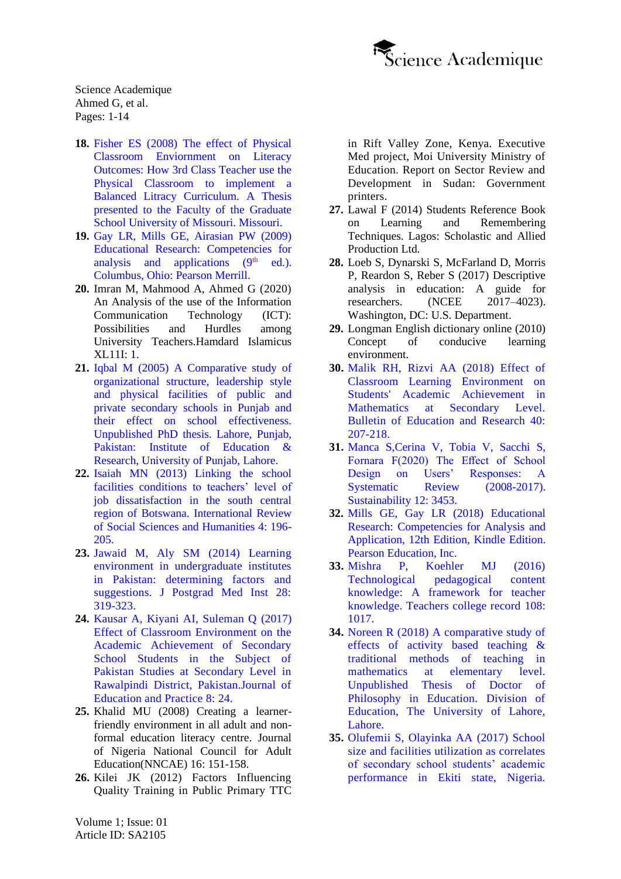18. Fisher ES (2008) The effect of Physical Classroom Enviornment on Literacy Outcomes: How 3rd Class Teacher use the Physical Classroom to implement a Balanced Litracy Curriculum. A Thesis presented to the Faculty of the Graduate School University of Missouri. Missouri.
19. Gay LR, Mills GE, Airasian PW (2009) Educational Research: Competencies for analysis and applications (9th ed.). Columbus, Ohio: Pearson Merrill.
20. Imran M, Mahmood A, Ahmed G (2020) An Analysis of the use of the Information Communication Technology (ICT): Possibilities and Hurdles among University Teachers.Hamdard Islamicus XL11I: 1.
21. Iqbal M (2005) A Comparative study of organizational structure, leadership style and physical facilities of public and private secondary schools in Punjab and their effect on school effectiveness. Unpublished PhD thesis. Lahore, Punjab, Pakistan: Institute of Education & Research, University of Punjab, Lahore.
22. Isaiah MN (2013) Linking the school facilities conditions to teachers' level of job dissatisfaction in the south central region of Botswana. International Review of Social Sciences and Humanities 4: 196-205.
23. Jawaid M, Aly SM (2014) Learning environment in undergraduate institutes in Pakistan: determining factors and suggestions. J Postgrad Med Inst 28: 319-323.
24. Kausar A, Kiyani AI, Suleman Q (2017) Effect of Classroom Environment on the Academic Achievement of Secondary School Students in the Subject of Pakistan Studies at Secondary Level in Rawalpindi District, Pakistan.Journal of Education and Practice 8: 24.
25. Khalid MU (2008) Creating a learner-friendly environment in all adult and non-formal education literacy centre. Journal of Nigeria National Council for Adult Education(NNCAE) 16: 151-158.
26. Kilei JK (2012) Factors Influencing Quality Training in Public Primary TTC in Rift Valley Zone, Kenya. Executive Med project, Moi University Ministry of Education. Report on Sector Review and Development in Sudan: Government printers.
27. Lawal F (2014) Students Reference Book on Learning and Remembering Techniques. Lagos: Scholastic and Allied Production Ltd.
28. Loeb S, Dynarski S, McFarland D, Morris P, Reardon S, Reber S (2017) Descriptive analysis in education: A guide for researchers. (NCEE 2017–4023). Washington, DC: U.S. Department.
29. Longman English dictionary online (2010) Concept of conducive learning environment.
30. Malik RH, Rizvi AA (2018) Effect of Classroom Learning Environment on Students' Academic Achievement in Mathematics at Secondary Level. Bulletin of Education and Research 40: 207-218.
31. Manca S,Cerina V, Tobia V, Sacchi S, Fornara F(2020) The Effect of School Design on Users' Responses: A Systematic Review (2008-2017). Sustainability 12: 3453.
32. Mills GE, Gay LR (2018) Educational Research: Competencies for Analysis and Application, 12th Edition, Kindle Edition. Pearson Education, Inc.
33. Mishra P, Koehler MJ (2016) Technological pedagogical content knowledge: A framework for teacher knowledge. Teachers college record 108: 1017.
34. Noreen R (2018) A comparative study of effects of activity based teaching & traditional methods of teaching in mathematics at elementary level. Unpublished Thesis of Doctor of Philosophy in Education. Division of Education, The University of Lahore, Lahore.
35. Olufemii S, Olayinka AA (2017) School size and facilities utilization as correlates of secondary school students' academic performance in Ekiti state, Nigeria.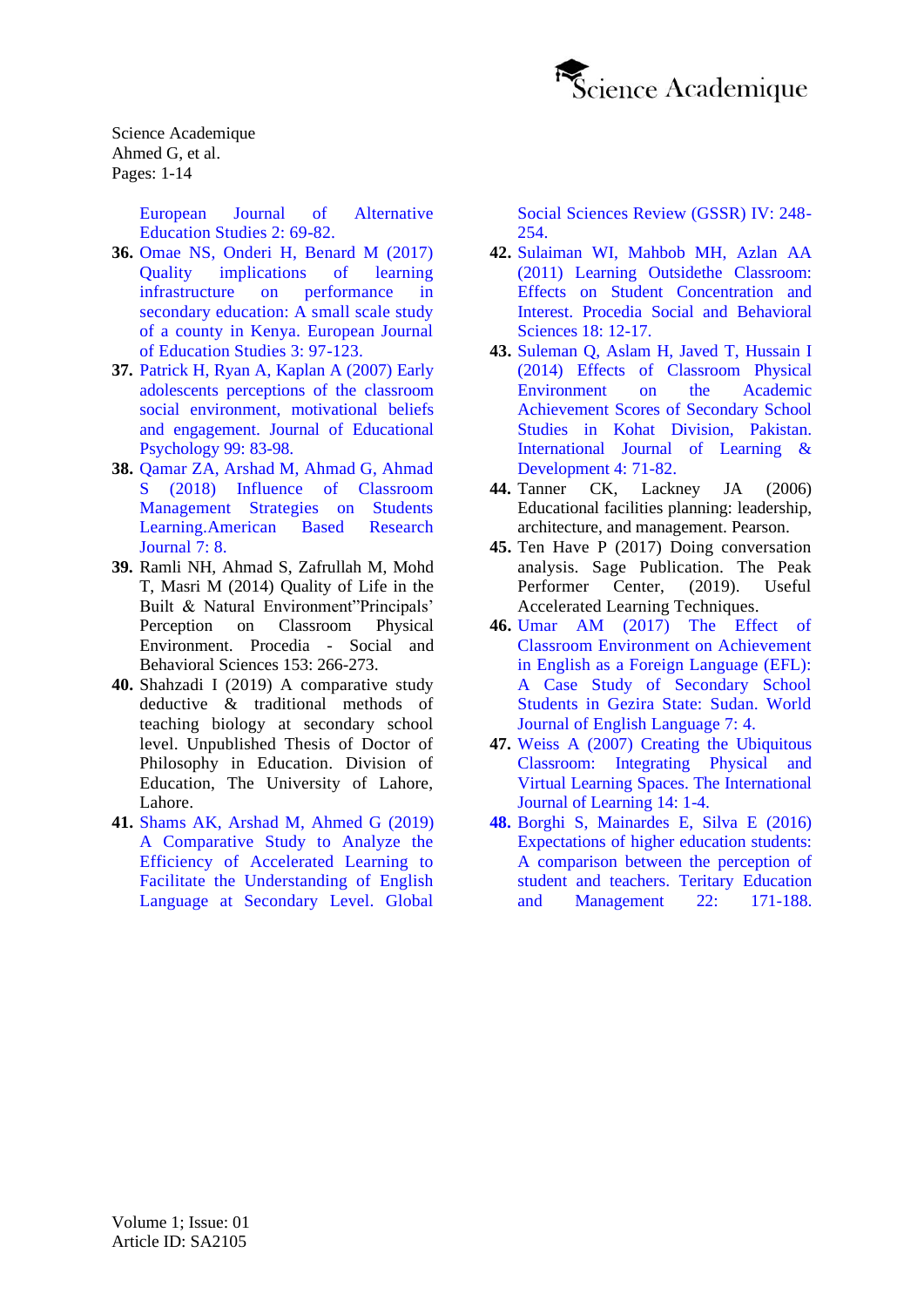European Journal of Alternative Education Studies 2: 69-82.

36. Omae NS, Onderi H, Benard M (2017) Quality implications of learning infrastructure on performance in secondary education: A small scale study of a county in Kenya. European Journal of Education Studies 3: 97-123.
37. Patrick H, Ryan A, Kaplan A (2007) Early adolescents perceptions of the classroom social environment, motivational beliefs and engagement. Journal of Educational Psychology 99: 83-98.
38. Qamar ZA, Arshad M, Ahmad G, Ahmad S (2018) Influence of Classroom Management Strategies on Students Learning.American Based Research Journal 7: 8.
39. Ramli NH, Ahmad S, Zafrullah M, Mohd T, Masri M (2014) Quality of Life in the Built & Natural Environment"Principals' Perception on Classroom Physical Environment. Procedia - Social and Behavioral Sciences 153: 266-273.
40. Shahzadi I (2019) A comparative study deductive & traditional methods of teaching biology at secondary school level. Unpublished Thesis of Doctor of Philosophy in Education. Division of Education, The University of Lahore, Lahore.
41. Shams AK, Arshad M, Ahmed G (2019) A Comparative Study to Analyze the Efficiency of Accelerated Learning to Facilitate the Understanding of English Language at Secondary Level. Global Social Sciences Review (GSSR) IV: 248-254.
42. Sulaiman WI, Mahbob MH, Azlan AA (2011) Learning Outsidethe Classroom: Effects on Student Concentration and Interest. Procedia Social and Behavioral Sciences 18: 12-17.
43. Suleman Q, Aslam H, Javed T, Hussain I (2014) Effects of Classroom Physical Environment on the Academic Achievement Scores of Secondary School Studies in Kohat Division, Pakistan. International Journal of Learning & Development 4: 71-82.
44. Tanner CK, Lackney JA (2006) Educational facilities planning: leadership, architecture, and management. Pearson.
45. Ten Have P (2017) Doing conversation analysis. Sage Publication. The Peak Performer Center, (2019). Useful Accelerated Learning Techniques.
46. Umar AM (2017) The Effect of Classroom Environment on Achievement in English as a Foreign Language (EFL): A Case Study of Secondary School Students in Gezira State: Sudan. World Journal of English Language 7: 4.
47. Weiss A (2007) Creating the Ubiquitous Classroom: Integrating Physical and Virtual Learning Spaces. The International Journal of Learning 14: 1-4.
48. Borghi S, Mainardes E, Silva E (2016) Expectations of higher education students: A comparison between the perception of student and teachers. Teritary Education and Management 22: 171-188.